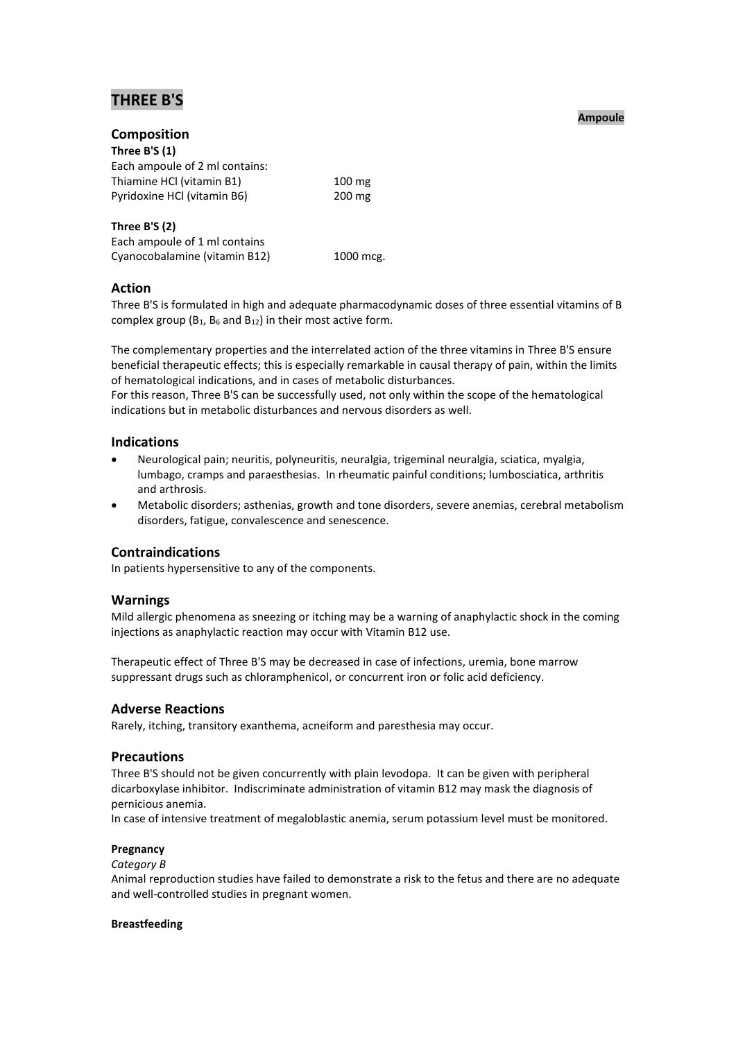# THREE B'S

**Ampoule**

## Composition

**Three B'S (1)**

Each ampoule of 2 ml contains:

| | |
|---|---|
| Thiamine HCl (vitamin B1) | 100 mg |
| Pyridoxine HCl (vitamin B6) | 200 mg |

**Three B'S (2)**

Each ampoule of 1 ml contains

| | |
|---|---|
| Cyanocobalamine (vitamin B12) | 1000 mcg. |

## Action

Three B'S is formulated in high and adequate pharmacodynamic doses of three essential vitamins of B complex group ($B_1$, $B_6$ and $B_{12}$) in their most active form.

The complementary properties and the interrelated action of the three vitamins in Three B'S ensure beneficial therapeutic effects; this is especially remarkable in causal therapy of pain, within the limits of hematological indications, and in cases of metabolic disturbances.

For this reason, Three B'S can be successfully used, not only within the scope of the hematological indications but in metabolic disturbances and nervous disorders as well.

## Indications

- Neurological pain; neuritis, polyneuritis, neuralgia, trigeminal neuralgia, sciatica, myalgia, lumbago, cramps and paraesthesias. In rheumatic painful conditions; lumbosciatica, arthritis and arthrosis.
- Metabolic disorders; asthenias, growth and tone disorders, severe anemias, cerebral metabolism disorders, fatigue, convalescence and senescence.

## Contraindications

In patients hypersensitive to any of the components.

## Warnings

Mild allergic phenomena as sneezing or itching may be a warning of anaphylactic shock in the coming injections as anaphylactic reaction may occur with Vitamin B12 use.

Therapeutic effect of Three B'S may be decreased in case of infections, uremia, bone marrow suppressant drugs such as chloramphenicol, or concurrent iron or folic acid deficiency.

## Adverse Reactions

Rarely, itching, transitory exanthema, acneiform and paresthesia may occur.

## Precautions

Three B'S should not be given concurrently with plain levodopa. It can be given with peripheral dicarboxylase inhibitor. Indiscriminate administration of vitamin B12 may mask the diagnosis of pernicious anemia.

In case of intensive treatment of megaloblastic anemia, serum potassium level must be monitored.

#### Pregnancy

*Category B*

Animal reproduction studies have failed to demonstrate a risk to the fetus and there are no adequate and well-controlled studies in pregnant women.

#### Breastfeeding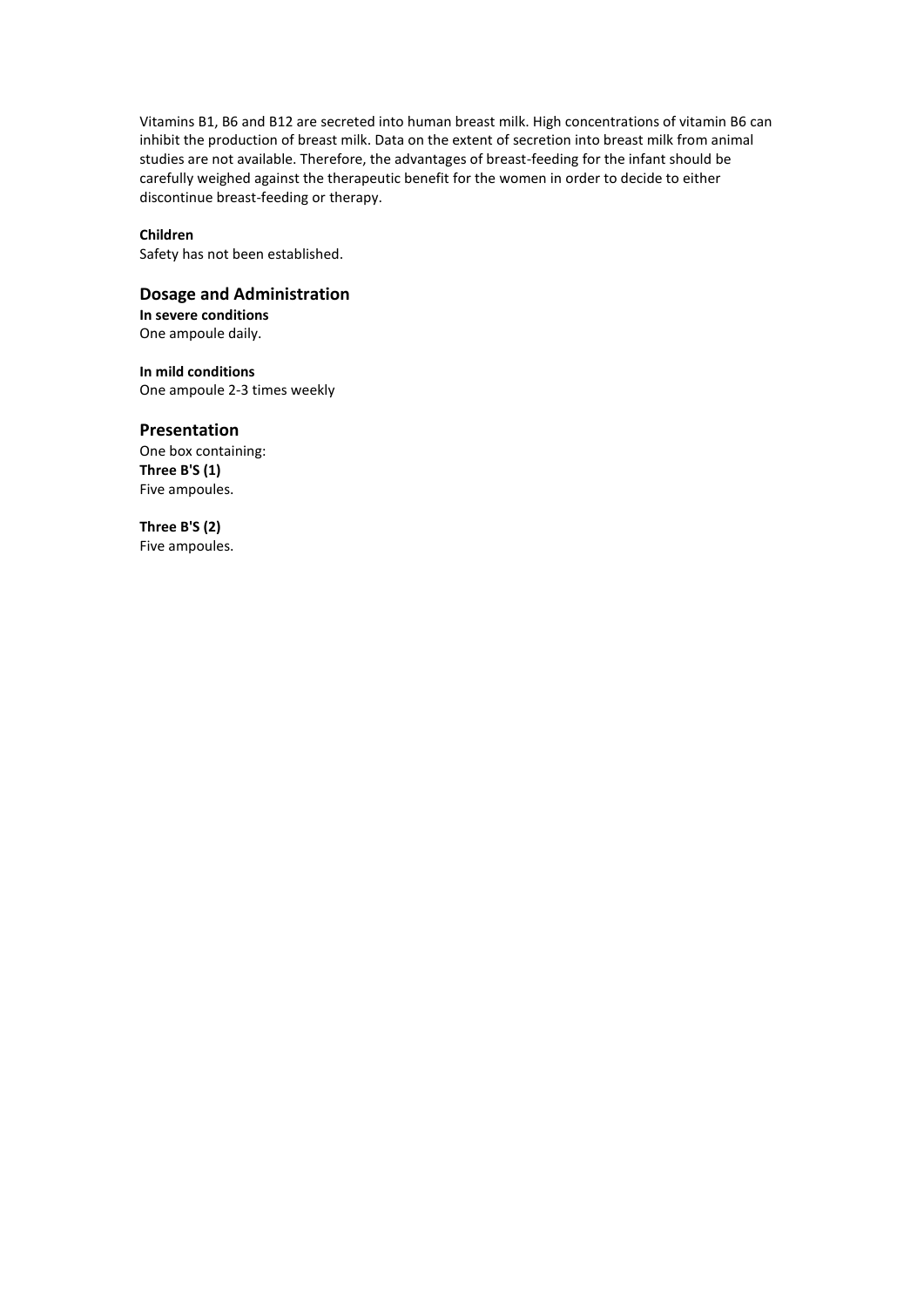Vitamins B1, B6 and B12 are secreted into human breast milk. High concentrations of vitamin B6 can inhibit the production of breast milk. Data on the extent of secretion into breast milk from animal studies are not available. Therefore, the advantages of breast-feeding for the infant should be carefully weighed against the therapeutic benefit for the women in order to decide to either discontinue breast-feeding or therapy.

**Children**
Safety has not been established.

## Dosage and Administration

**In severe conditions**
One ampoule daily.

**In mild conditions**
One ampoule 2-3 times weekly

## Presentation

One box containing:
**Three B'S (1)**
Five ampoules.

**Three B'S (2)**
Five ampoules.